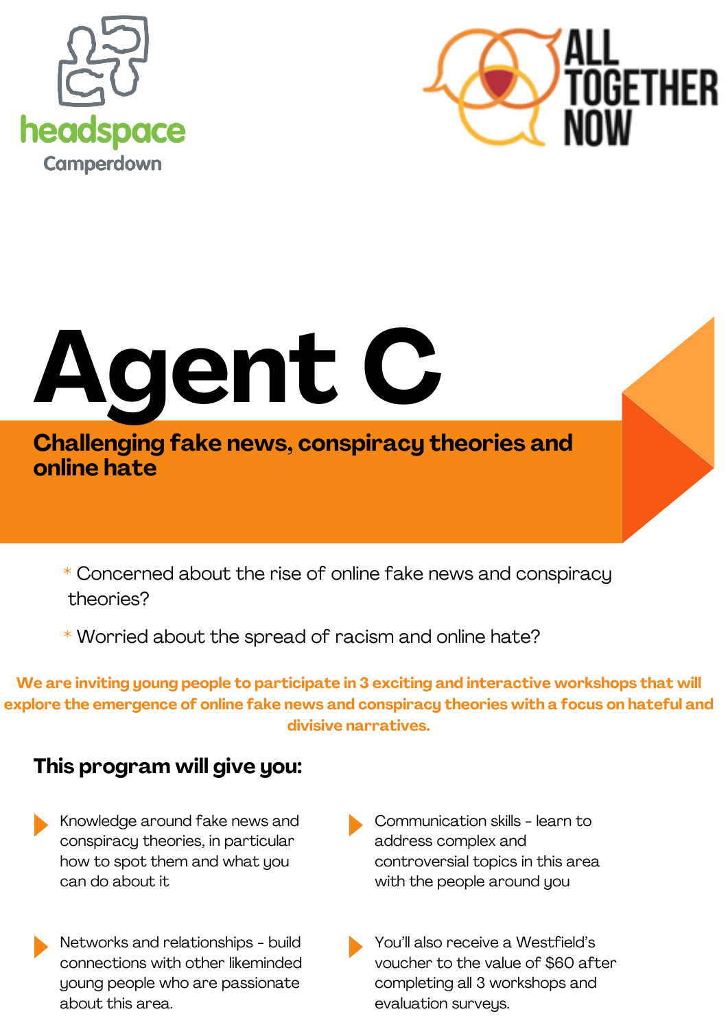headspace Camperdown

ALL TOGETHER NOW

# Agent C

## Challenging fake news, conspiracy theories and online hate

* Concerned about the rise of online fake news and conspiracy theories?
* Worried about the spread of racism and online hate?

**We are inviting young people to participate in 3 exciting and interactive workshops that will explore the emergence of online fake news and conspiracy theories with a focus on hateful and divisive narratives.**

### This program will give you:

- Knowledge around fake news and conspiracy theories, in particular how to spot them and what you can do about it
- Communication skills - learn to address complex and controversial topics in this area with the people around you
- Networks and relationships - build connections with other likeminded young people who are passionate about this area.
- You'll also receive a Westfield's voucher to the value of $60 after completing all 3 workshops and evaluation surveys.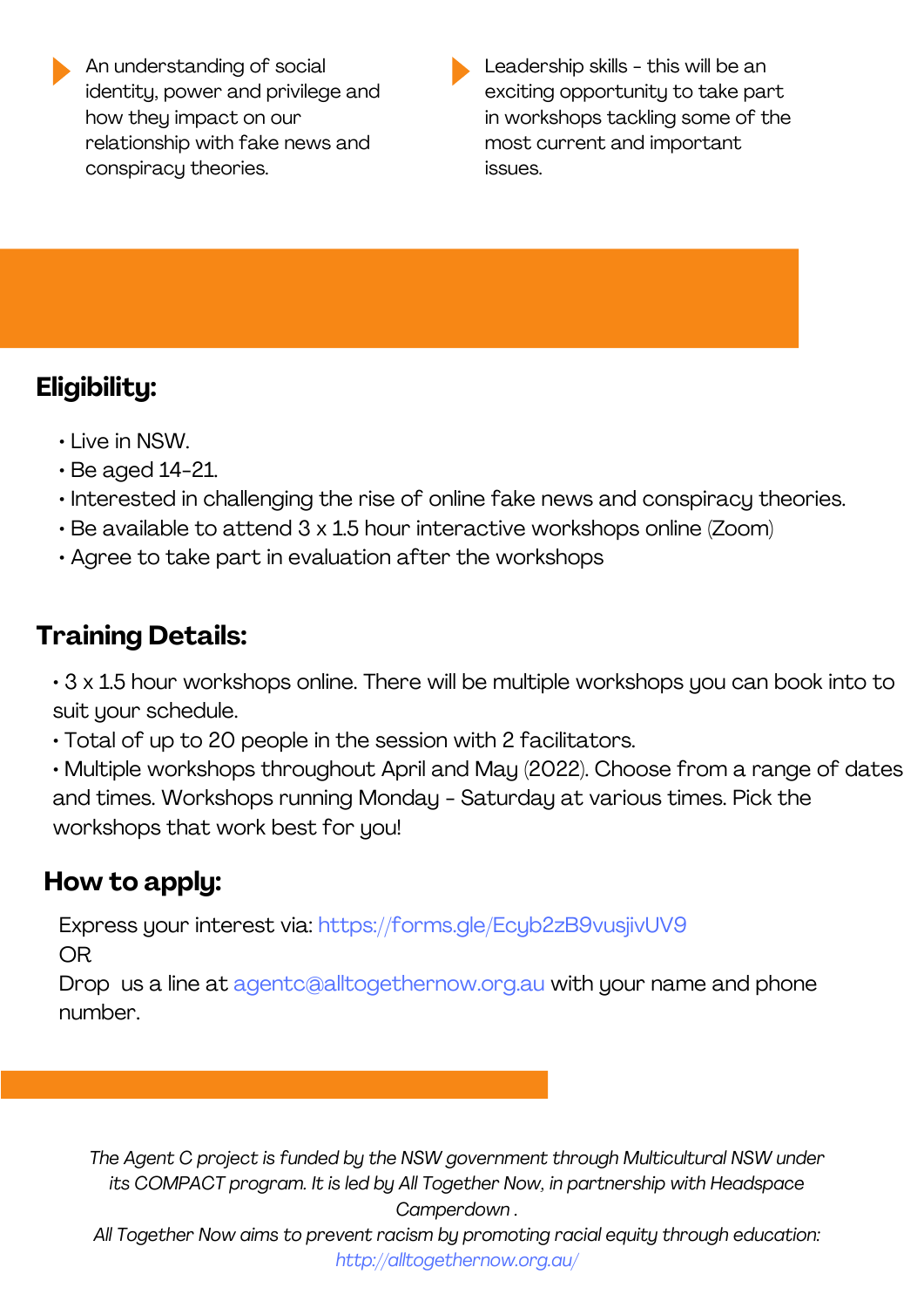- An understanding of social identity, power and privilege and how they impact on our relationship with fake news and conspiracy theories.
- Leadership skills - this will be an exciting opportunity to take part in workshops tackling some of the most current and important issues.

## Eligibility:

- Live in NSW.
- Be aged 14-21.
- Interested in challenging the rise of online fake news and conspiracy theories.
- Be available to attend 3 x 1.5 hour interactive workshops online (Zoom)
- Agree to take part in evaluation after the workshops

## Training Details:

- 3 x 1.5 hour workshops online. There will be multiple workshops you can book into to suit your schedule.
- Total of up to 20 people in the session with 2 facilitators.
- Multiple workshops throughout April and May (2022). Choose from a range of dates and times. Workshops running Monday - Saturday at various times. Pick the workshops that work best for you!

## How to apply:

Express your interest via: https://forms.gle/Ecyb2zB9vusjivUV9
OR
Drop us a line at agentc@alltogethernow.org.au with your name and phone number.

*The Agent C project is funded by the NSW government through Multicultural NSW under its COMPACT program. It is led by All Together Now, in partnership with Headspace Camperdown .*
*All Together Now aims to prevent racism by promoting racial equity through education:* *http://alltogethernow.org.au/*